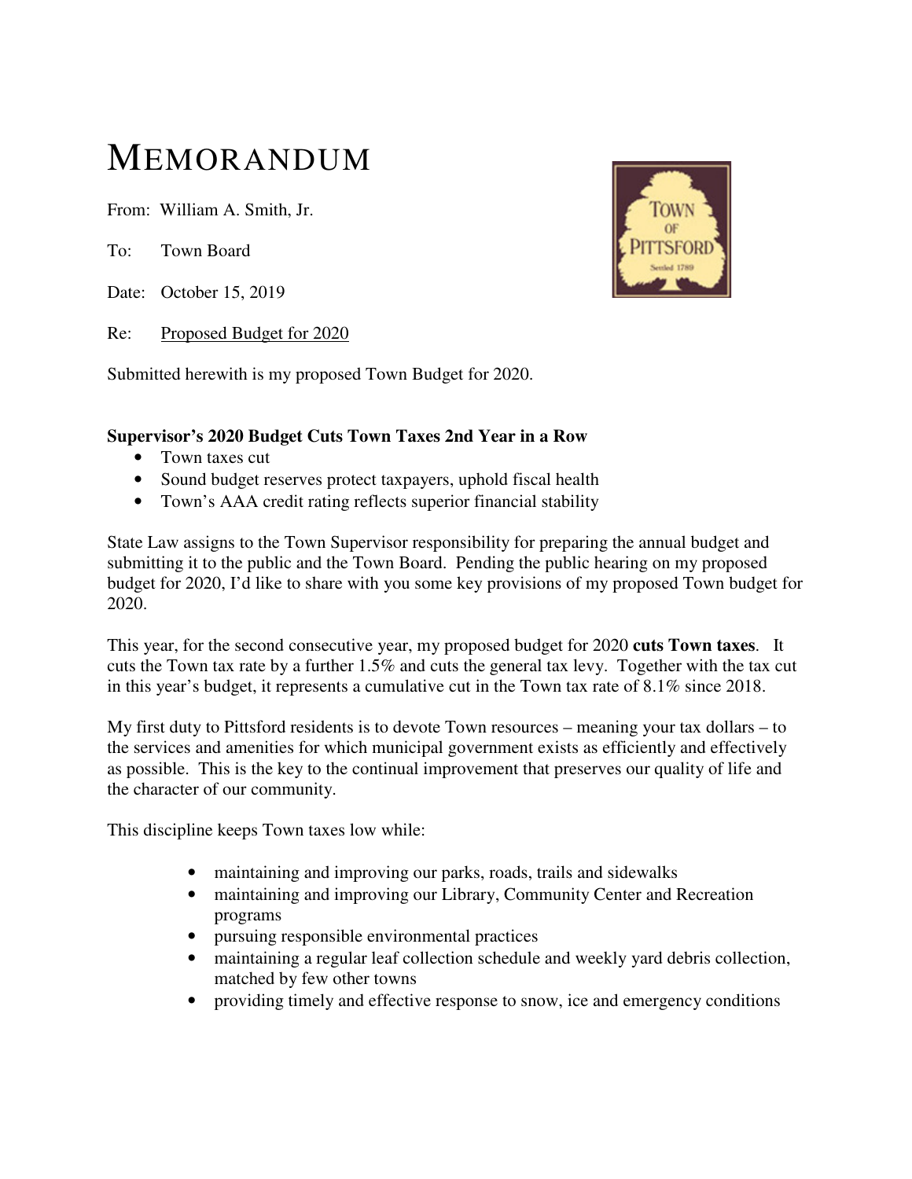# MEMORANDUM

From: William A. Smith, Jr.

To: Town Board

Date: October 15, 2019

Re: Proposed Budget for 2020

Submitted herewith is my proposed Town Budget for 2020.

**Supervisor's 2020 Budget Cuts Town Taxes 2nd Year in a Row**

- Town taxes cut
- Sound budget reserves protect taxpayers, uphold fiscal health
- Town's AAA credit rating reflects superior financial stability

State Law assigns to the Town Supervisor responsibility for preparing the annual budget and submitting it to the public and the Town Board. Pending the public hearing on my proposed budget for 2020, I'd like to share with you some key provisions of my proposed Town budget for 2020.

This year, for the second consecutive year, my proposed budget for 2020 **cuts Town taxes**. It cuts the Town tax rate by a further 1.5% and cuts the general tax levy. Together with the tax cut in this year's budget, it represents a cumulative cut in the Town tax rate of 8.1% since 2018.

My first duty to Pittsford residents is to devote Town resources – meaning your tax dollars – to the services and amenities for which municipal government exists as efficiently and effectively as possible. This is the key to the continual improvement that preserves our quality of life and the character of our community.

This discipline keeps Town taxes low while:

- maintaining and improving our parks, roads, trails and sidewalks
- maintaining and improving our Library, Community Center and Recreation programs
- pursuing responsible environmental practices
- maintaining a regular leaf collection schedule and weekly yard debris collection, matched by few other towns
- providing timely and effective response to snow, ice and emergency conditions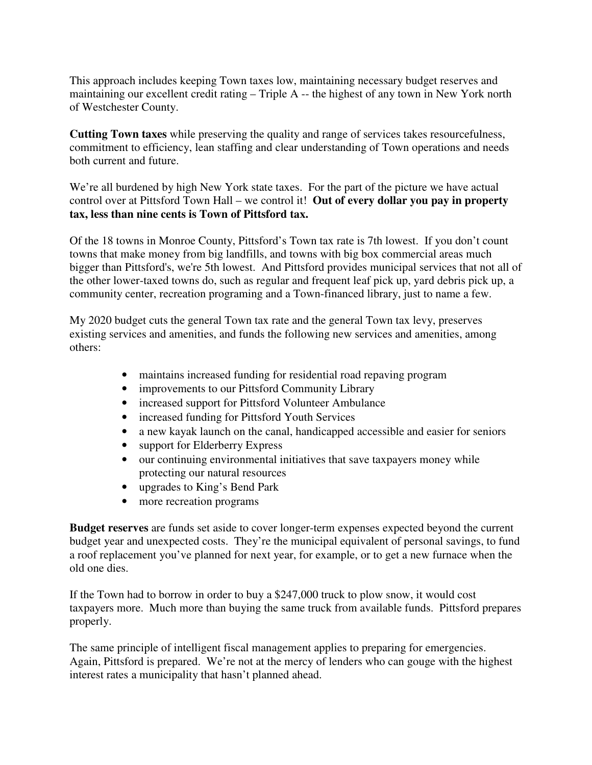This approach includes keeping Town taxes low, maintaining necessary budget reserves and maintaining our excellent credit rating – Triple A -- the highest of any town in New York north of Westchester County.

**Cutting Town taxes** while preserving the quality and range of services takes resourcefulness, commitment to efficiency, lean staffing and clear understanding of Town operations and needs both current and future.

We're all burdened by high New York state taxes. For the part of the picture we have actual control over at Pittsford Town Hall – we control it! **Out of every dollar you pay in property tax, less than nine cents is Town of Pittsford tax.**

Of the 18 towns in Monroe County, Pittsford's Town tax rate is 7th lowest. If you don't count towns that make money from big landfills, and towns with big box commercial areas much bigger than Pittsford's, we're 5th lowest. And Pittsford provides municipal services that not all of the other lower-taxed towns do, such as regular and frequent leaf pick up, yard debris pick up, a community center, recreation programing and a Town-financed library, just to name a few.

My 2020 budget cuts the general Town tax rate and the general Town tax levy, preserves existing services and amenities, and funds the following new services and amenities, among others:

- maintains increased funding for residential road repaving program
- improvements to our Pittsford Community Library
- increased support for Pittsford Volunteer Ambulance
- increased funding for Pittsford Youth Services
- a new kayak launch on the canal, handicapped accessible and easier for seniors
- support for Elderberry Express
- our continuing environmental initiatives that save taxpayers money while protecting our natural resources
- upgrades to King's Bend Park
- more recreation programs

**Budget reserves** are funds set aside to cover longer-term expenses expected beyond the current budget year and unexpected costs. They're the municipal equivalent of personal savings, to fund a roof replacement you've planned for next year, for example, or to get a new furnace when the old one dies.

If the Town had to borrow in order to buy a $247,000 truck to plow snow, it would cost taxpayers more. Much more than buying the same truck from available funds. Pittsford prepares properly.

The same principle of intelligent fiscal management applies to preparing for emergencies. Again, Pittsford is prepared. We're not at the mercy of lenders who can gouge with the highest interest rates a municipality that hasn't planned ahead.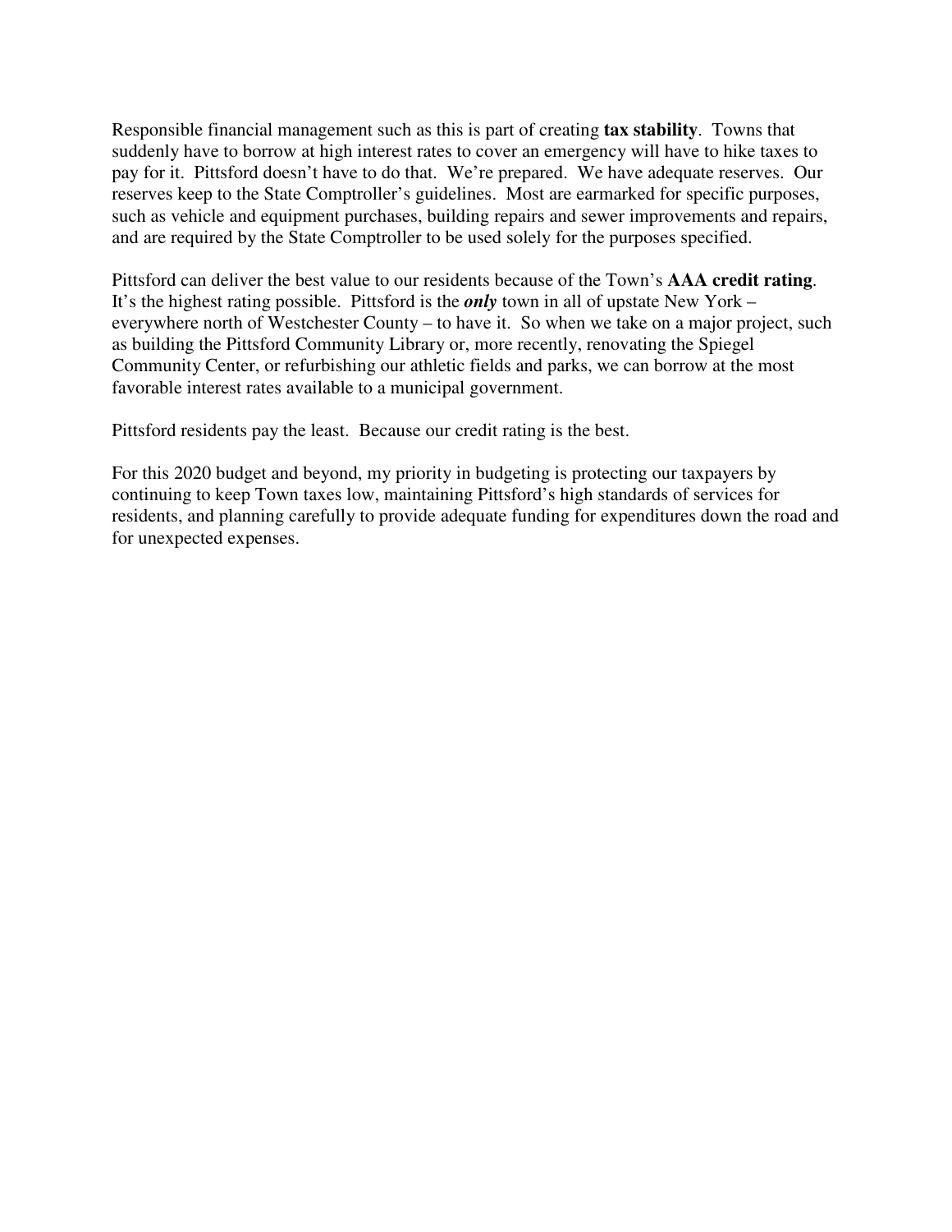Responsible financial management such as this is part of creating **tax stability**. Towns that suddenly have to borrow at high interest rates to cover an emergency will have to hike taxes to pay for it. Pittsford doesn't have to do that. We're prepared. We have adequate reserves. Our reserves keep to the State Comptroller's guidelines. Most are earmarked for specific purposes, such as vehicle and equipment purchases, building repairs and sewer improvements and repairs, and are required by the State Comptroller to be used solely for the purposes specified.

Pittsford can deliver the best value to our residents because of the Town's **AAA credit rating**. It's the highest rating possible. Pittsford is the ***only*** town in all of upstate New York – everywhere north of Westchester County – to have it. So when we take on a major project, such as building the Pittsford Community Library or, more recently, renovating the Spiegel Community Center, or refurbishing our athletic fields and parks, we can borrow at the most favorable interest rates available to a municipal government.

Pittsford residents pay the least. Because our credit rating is the best.

For this 2020 budget and beyond, my priority in budgeting is protecting our taxpayers by continuing to keep Town taxes low, maintaining Pittsford's high standards of services for residents, and planning carefully to provide adequate funding for expenditures down the road and for unexpected expenses.